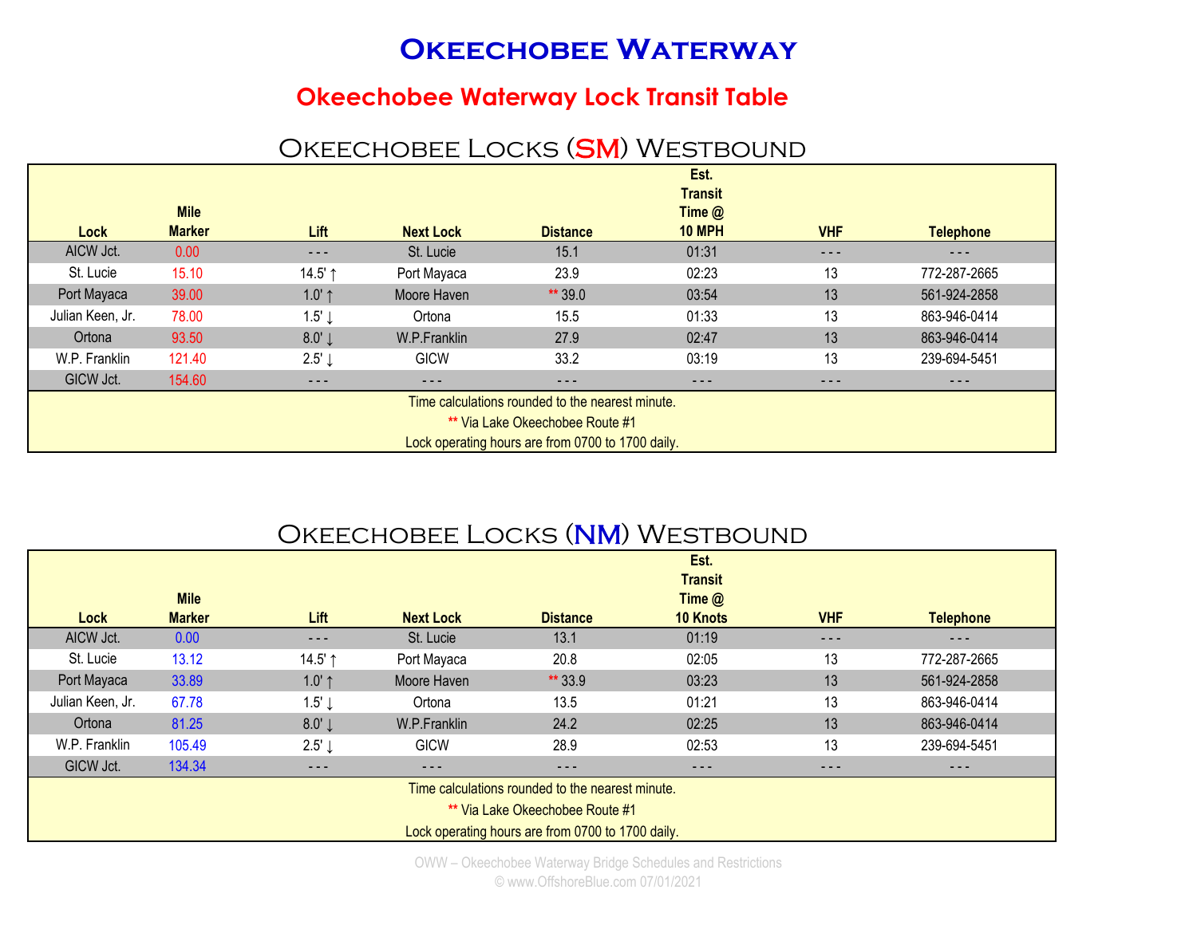# Okeechobee Waterway

## Okeechobee Waterway Lock Transit Table

### Okeechobee Locks (SM) Westbound

| Lock | Mile Marker | Lift | Next Lock | Distance | Est. Transit Time @ 10 MPH | VHF | Telephone |
|---|---|---|---|---|---|---|---|
| AICW Jct. | 0.00 | - - - | St. Lucie | 15.1 | 01:31 | - - - | - - - |
| St. Lucie | 15.10 | 14.5' ↑ | Port Mayaca | 23.9 | 02:23 | 13 | 772-287-2665 |
| Port Mayaca | 39.00 | 1.0' ↑ | Moore Haven | ** 39.0 | 03:54 | 13 | 561-924-2858 |
| Julian Keen, Jr. | 78.00 | 1.5' ↓ | Ortona | 15.5 | 01:33 | 13 | 863-946-0414 |
| Ortona | 93.50 | 8.0' ↓ | W.P.Franklin | 27.9 | 02:47 | 13 | 863-946-0414 |
| W.P. Franklin | 121.40 | 2.5' ↓ | GICW | 33.2 | 03:19 | 13 | 239-694-5451 |
| GICW Jct. | 154.60 | - - - | - - - | - - - | - - - | - - - | - - - |

Time calculations rounded to the nearest minute.

** Via Lake Okeechobee Route #1

Lock operating hours are from 0700 to 1700 daily.

### Okeechobee Locks (NM) Westbound

| Lock | Mile Marker | Lift | Next Lock | Distance | Est. Transit Time @ 10 Knots | VHF | Telephone |
|---|---|---|---|---|---|---|---|
| AICW Jct. | 0.00 | - - - | St. Lucie | 13.1 | 01:19 | - - - | - - - |
| St. Lucie | 13.12 | 14.5' ↑ | Port Mayaca | 20.8 | 02:05 | 13 | 772-287-2665 |
| Port Mayaca | 33.89 | 1.0' ↑ | Moore Haven | ** 33.9 | 03:23 | 13 | 561-924-2858 |
| Julian Keen, Jr. | 67.78 | 1.5' ↓ | Ortona | 13.5 | 01:21 | 13 | 863-946-0414 |
| Ortona | 81.25 | 8.0' ↓ | W.P.Franklin | 24.2 | 02:25 | 13 | 863-946-0414 |
| W.P. Franklin | 105.49 | 2.5' ↓ | GICW | 28.9 | 02:53 | 13 | 239-694-5451 |
| GICW Jct. | 134.34 | - - - | - - - | - - - | - - - | - - - | - - - |

Time calculations rounded to the nearest minute.

** Via Lake Okeechobee Route #1

Lock operating hours are from 0700 to 1700 daily.

OWW – Okeechobee Waterway Bridge Schedules and Restrictions
© www.OffshoreBlue.com 07/01/2021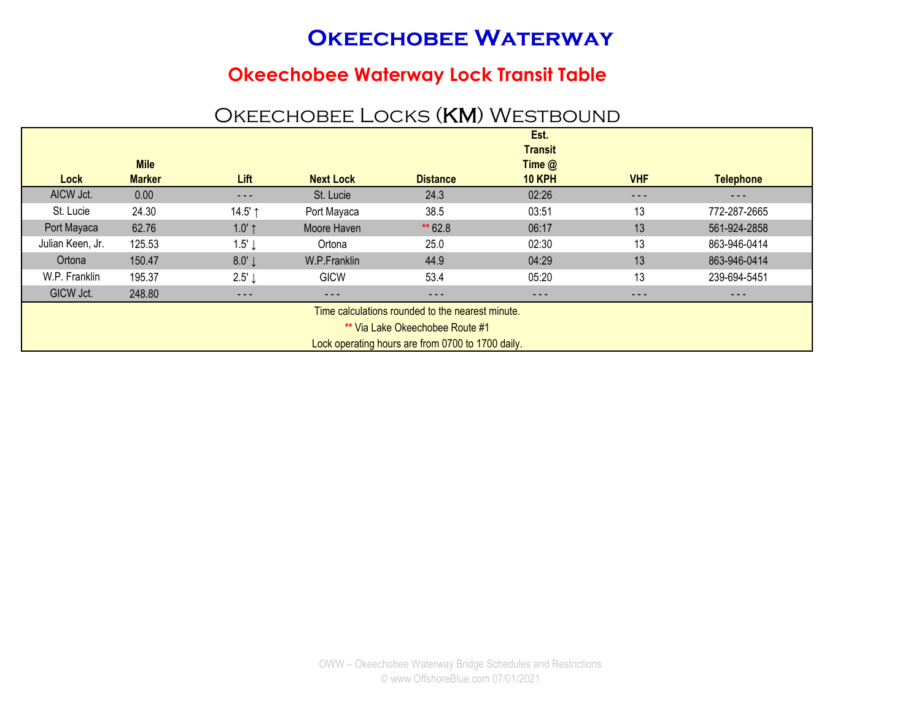# Okeechobee Waterway

## Okeechobee Waterway Lock Transit Table

### Okeechobee Locks (KM) Westbound

| Lock | Mile Marker | Lift | Next Lock | Distance | Est. Transit Time @ 10 KPH | VHF | Telephone |
|---|---|---|---|---|---|---|---|
| AICW Jct. | 0.00 | - - - | St. Lucie | 24.3 | 02:26 | - - - | - - - |
| St. Lucie | 24.30 | 14.5' ↑ | Port Mayaca | 38.5 | 03:51 | 13 | 772-287-2665 |
| Port Mayaca | 62.76 | 1.0' ↑ | Moore Haven | ** 62.8 | 06:17 | 13 | 561-924-2858 |
| Julian Keen, Jr. | 125.53 | 1.5' ↓ | Ortona | 25.0 | 02:30 | 13 | 863-946-0414 |
| Ortona | 150.47 | 8.0' ↓ | W.P.Franklin | 44.9 | 04:29 | 13 | 863-946-0414 |
| W.P. Franklin | 195.37 | 2.5' ↓ | GICW | 53.4 | 05:20 | 13 | 239-694-5451 |
| GICW Jct. | 248.80 | - - - | - - - | - - - | - - - | - - - | - - - |

Time calculations rounded to the nearest minute.

** Via Lake Okeechobee Route #1

Lock operating hours are from 0700 to 1700 daily.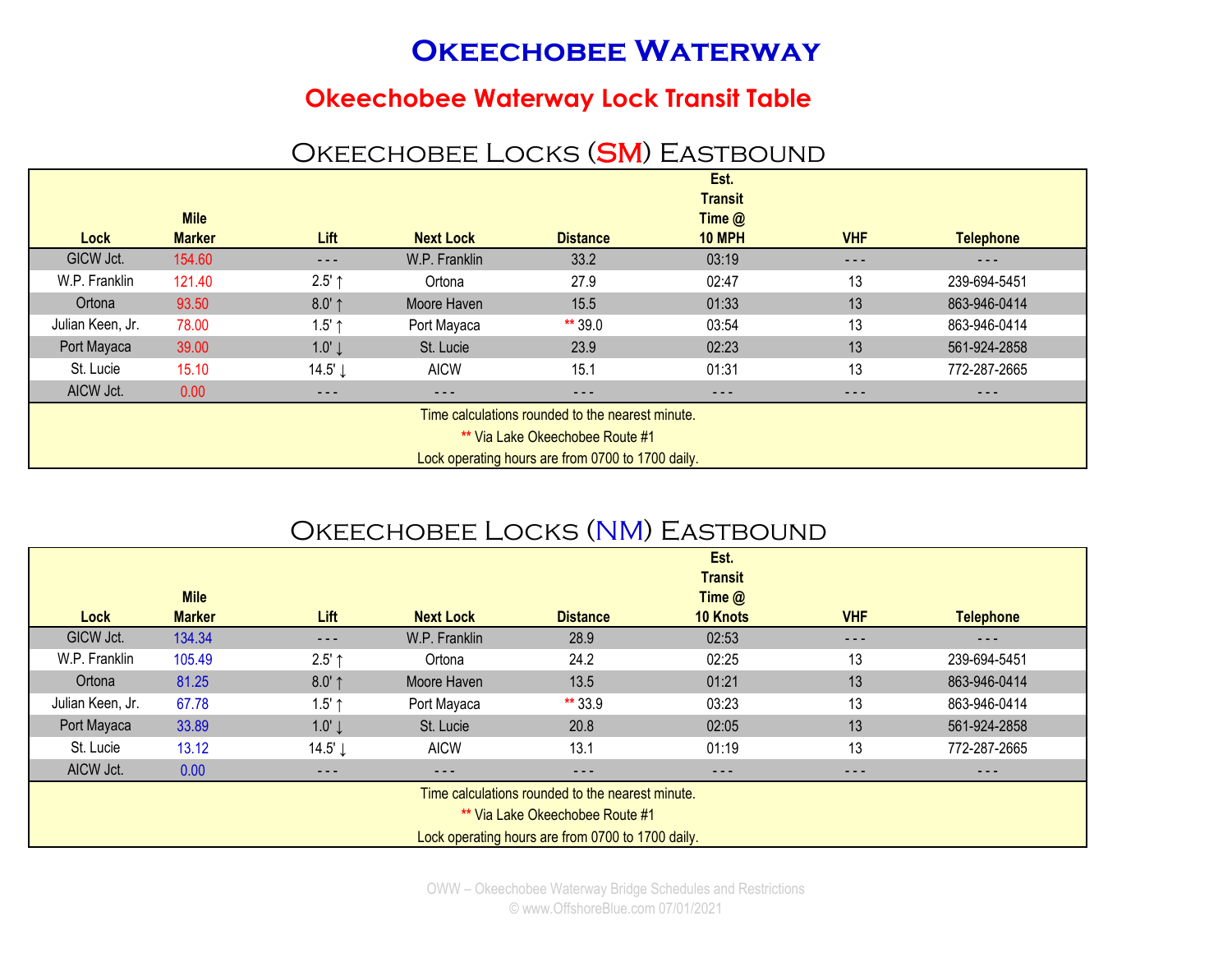# Okeechobee Waterway

## Okeechobee Waterway Lock Transit Table

### Okeechobee Locks (SM) Eastbound

| Lock | Mile Marker | Lift | Next Lock | Distance | Est. Transit Time @ 10 MPH | VHF | Telephone |
|---|---|---|---|---|---|---|---|
| GICW Jct. | 154.60 | - - - | W.P. Franklin | 33.2 | 03:19 | - - - | - - - |
| W.P. Franklin | 121.40 | 2.5' ↑ | Ortona | 27.9 | 02:47 | 13 | 239-694-5451 |
| Ortona | 93.50 | 8.0' ↑ | Moore Haven | 15.5 | 01:33 | 13 | 863-946-0414 |
| Julian Keen, Jr. | 78.00 | 1.5' ↑ | Port Mayaca | ** 39.0 | 03:54 | 13 | 863-946-0414 |
| Port Mayaca | 39.00 | 1.0' ↓ | St. Lucie | 23.9 | 02:23 | 13 | 561-924-2858 |
| St. Lucie | 15.10 | 14.5' ↓ | AICW | 15.1 | 01:31 | 13 | 772-287-2665 |
| AICW Jct. | 0.00 | - - - | - - - | - - - | - - - | - - - | - - - |

Time calculations rounded to the nearest minute.

** Via Lake Okeechobee Route #1

Lock operating hours are from 0700 to 1700 daily.

### Okeechobee Locks (NM) Eastbound

| Lock | Mile Marker | Lift | Next Lock | Distance | Est. Transit Time @ 10 Knots | VHF | Telephone |
|---|---|---|---|---|---|---|---|
| GICW Jct. | 134.34 | - - - | W.P. Franklin | 28.9 | 02:53 | - - - | - - - |
| W.P. Franklin | 105.49 | 2.5' ↑ | Ortona | 24.2 | 02:25 | 13 | 239-694-5451 |
| Ortona | 81.25 | 8.0' ↑ | Moore Haven | 13.5 | 01:21 | 13 | 863-946-0414 |
| Julian Keen, Jr. | 67.78 | 1.5' ↑ | Port Mayaca | ** 33.9 | 03:23 | 13 | 863-946-0414 |
| Port Mayaca | 33.89 | 1.0' ↓ | St. Lucie | 20.8 | 02:05 | 13 | 561-924-2858 |
| St. Lucie | 13.12 | 14.5' ↓ | AICW | 13.1 | 01:19 | 13 | 772-287-2665 |
| AICW Jct. | 0.00 | - - - | - - - | - - - | - - - | - - - | - - - |

Time calculations rounded to the nearest minute.

** Via Lake Okeechobee Route #1

Lock operating hours are from 0700 to 1700 daily.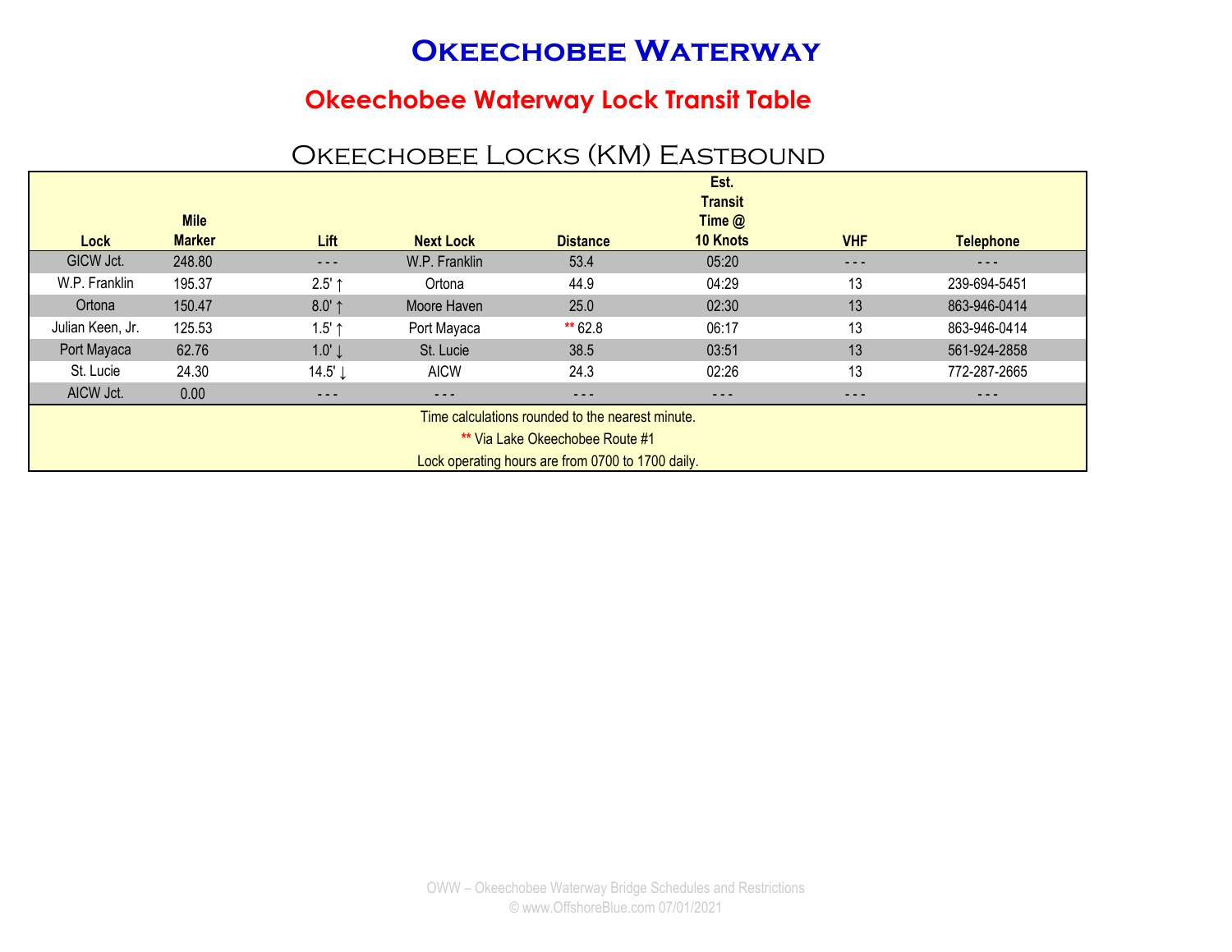# Okeechobee Waterway

## Okeechobee Waterway Lock Transit Table

### Okeechobee Locks (KM) Eastbound

| Lock | Mile Marker | Lift | Next Lock | Distance | Est. Transit Time @ 10 Knots | VHF | Telephone |
|---|---|---|---|---|---|---|---|
| GICW Jct. | 248.80 | - - - | W.P. Franklin | 53.4 | 05:20 | - - - | - - - |
| W.P. Franklin | 195.37 | 2.5' ↑ | Ortona | 44.9 | 04:29 | 13 | 239-694-5451 |
| Ortona | 150.47 | 8.0' ↑ | Moore Haven | 25.0 | 02:30 | 13 | 863-946-0414 |
| Julian Keen, Jr. | 125.53 | 1.5' ↑ | Port Mayaca | ** 62.8 | 06:17 | 13 | 863-946-0414 |
| Port Mayaca | 62.76 | 1.0' ↓ | St. Lucie | 38.5 | 03:51 | 13 | 561-924-2858 |
| St. Lucie | 24.30 | 14.5' ↓ | AICW | 24.3 | 02:26 | 13 | 772-287-2665 |
| AICW Jct. | 0.00 | - - - | - - - | - - - | - - - | - - - | - - - |

Time calculations rounded to the nearest minute.

** Via Lake Okeechobee Route #1

Lock operating hours are from 0700 to 1700 daily.